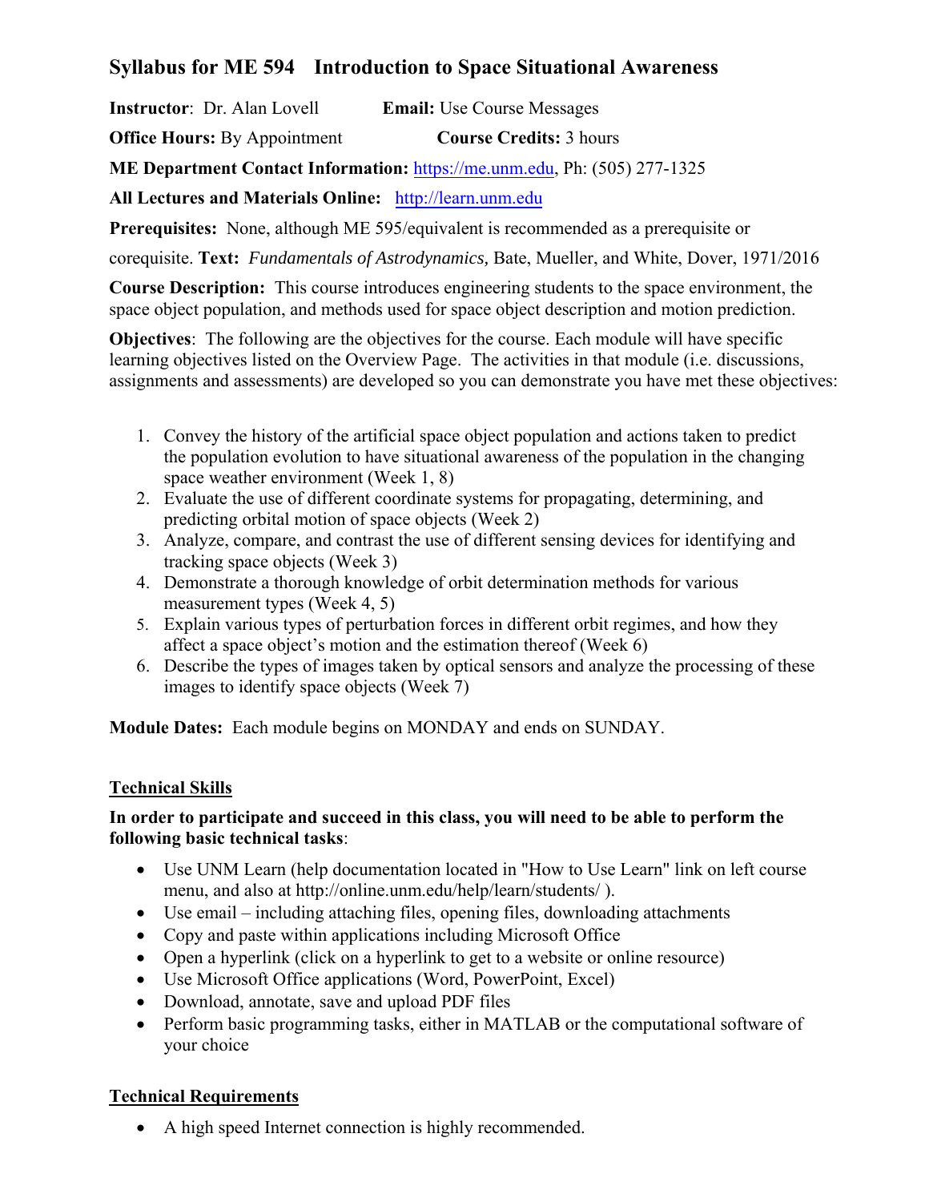# Syllabus for ME 594 Introduction to Space Situational Awareness

**Instructor**: Dr. Alan Lovell **Email:** Use Course Messages

**Office Hours:** By Appointment **Course Credits:** 3 hours

**ME Department Contact Information:** https://me.unm.edu, Ph: (505) 277-1325

**All Lectures and Materials Online:** http://learn.unm.edu

**Prerequisites:** None, although ME 595/equivalent is recommended as a prerequisite or corequisite. **Text:** *Fundamentals of Astrodynamics,* Bate, Mueller, and White, Dover, 1971/2016

**Course Description:** This course introduces engineering students to the space environment, the space object population, and methods used for space object description and motion prediction.

**Objectives**: The following are the objectives for the course. Each module will have specific learning objectives listed on the Overview Page. The activities in that module (i.e. discussions, assignments and assessments) are developed so you can demonstrate you have met these objectives:

1. Convey the history of the artificial space object population and actions taken to predict the population evolution to have situational awareness of the population in the changing space weather environment (Week 1, 8)
2. Evaluate the use of different coordinate systems for propagating, determining, and predicting orbital motion of space objects (Week 2)
3. Analyze, compare, and contrast the use of different sensing devices for identifying and tracking space objects (Week 3)
4. Demonstrate a thorough knowledge of orbit determination methods for various measurement types (Week 4, 5)
5. Explain various types of perturbation forces in different orbit regimes, and how they affect a space object's motion and the estimation thereof (Week 6)
6. Describe the types of images taken by optical sensors and analyze the processing of these images to identify space objects (Week 7)

**Module Dates:** Each module begins on MONDAY and ends on SUNDAY.

## Technical Skills

**In order to participate and succeed in this class, you will need to be able to perform the following basic technical tasks**:

- Use UNM Learn (help documentation located in "How to Use Learn" link on left course menu, and also at http://online.unm.edu/help/learn/students/ ).
- Use email – including attaching files, opening files, downloading attachments
- Copy and paste within applications including Microsoft Office
- Open a hyperlink (click on a hyperlink to get to a website or online resource)
- Use Microsoft Office applications (Word, PowerPoint, Excel)
- Download, annotate, save and upload PDF files
- Perform basic programming tasks, either in MATLAB or the computational software of your choice

## Technical Requirements

- A high speed Internet connection is highly recommended.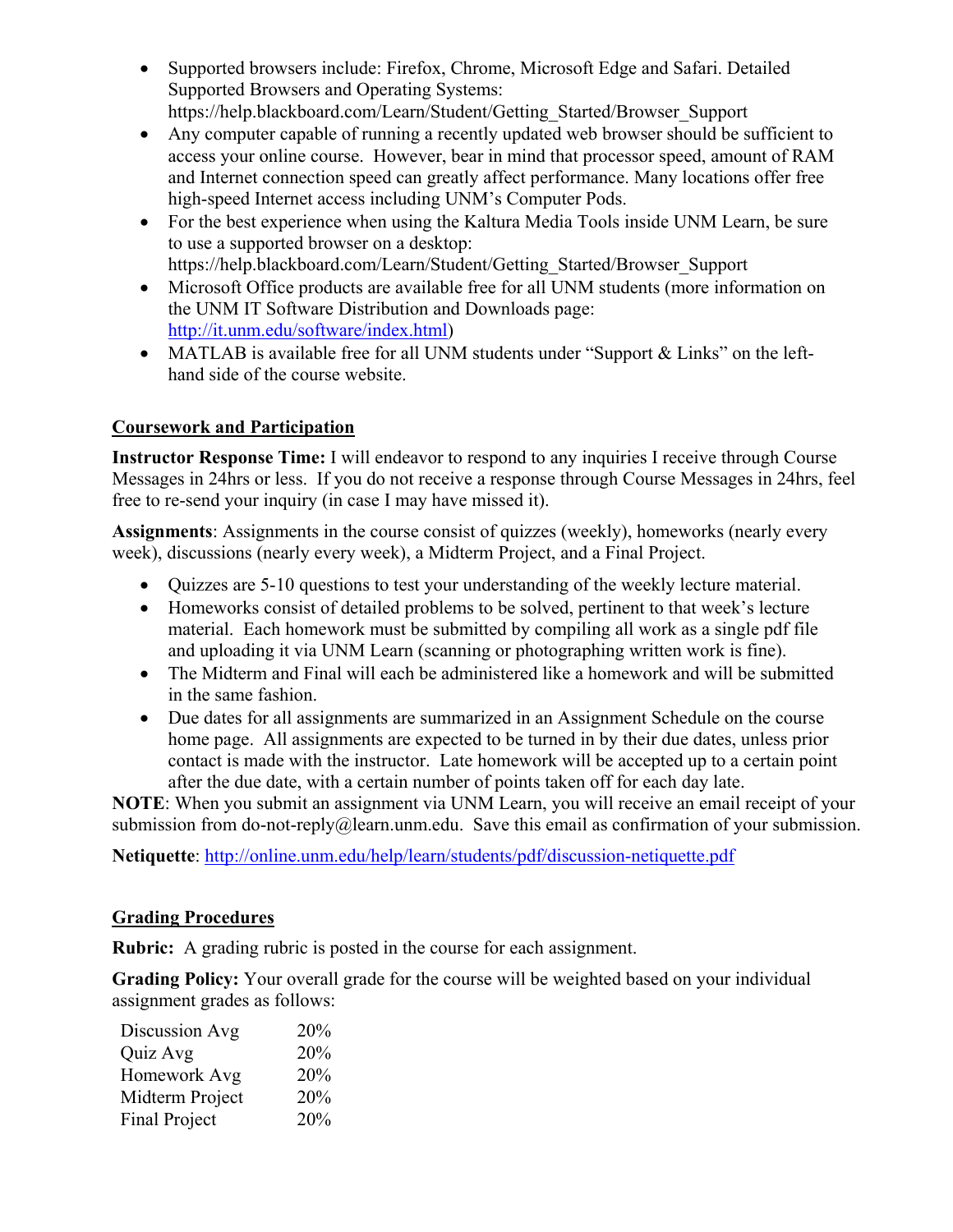- Supported browsers include: Firefox, Chrome, Microsoft Edge and Safari. Detailed Supported Browsers and Operating Systems: https://help.blackboard.com/Learn/Student/Getting_Started/Browser_Support
- Any computer capable of running a recently updated web browser should be sufficient to access your online course. However, bear in mind that processor speed, amount of RAM and Internet connection speed can greatly affect performance. Many locations offer free high-speed Internet access including UNM's Computer Pods.
- For the best experience when using the Kaltura Media Tools inside UNM Learn, be sure to use a supported browser on a desktop: https://help.blackboard.com/Learn/Student/Getting_Started/Browser_Support
- Microsoft Office products are available free for all UNM students (more information on the UNM IT Software Distribution and Downloads page: http://it.unm.edu/software/index.html)
- MATLAB is available free for all UNM students under "Support & Links" on the left-hand side of the course website.

## Coursework and Participation

**Instructor Response Time:** I will endeavor to respond to any inquiries I receive through Course Messages in 24hrs or less. If you do not receive a response through Course Messages in 24hrs, feel free to re-send your inquiry (in case I may have missed it).

**Assignments**: Assignments in the course consist of quizzes (weekly), homeworks (nearly every week), discussions (nearly every week), a Midterm Project, and a Final Project.

- Quizzes are 5-10 questions to test your understanding of the weekly lecture material.
- Homeworks consist of detailed problems to be solved, pertinent to that week's lecture material. Each homework must be submitted by compiling all work as a single pdf file and uploading it via UNM Learn (scanning or photographing written work is fine).
- The Midterm and Final will each be administered like a homework and will be submitted in the same fashion.
- Due dates for all assignments are summarized in an Assignment Schedule on the course home page. All assignments are expected to be turned in by their due dates, unless prior contact is made with the instructor. Late homework will be accepted up to a certain point after the due date, with a certain number of points taken off for each day late.

**NOTE**: When you submit an assignment via UNM Learn, you will receive an email receipt of your submission from do-not-reply@learn.unm.edu. Save this email as confirmation of your submission.

**Netiquette**: http://online.unm.edu/help/learn/students/pdf/discussion-netiquette.pdf

## Grading Procedures

**Rubric:** A grading rubric is posted in the course for each assignment.

**Grading Policy:** Your overall grade for the course will be weighted based on your individual assignment grades as follows:

| | |
|---|---|
| Discussion Avg | 20% |
| Quiz Avg | 20% |
| Homework Avg | 20% |
| Midterm Project | 20% |
| Final Project | 20% |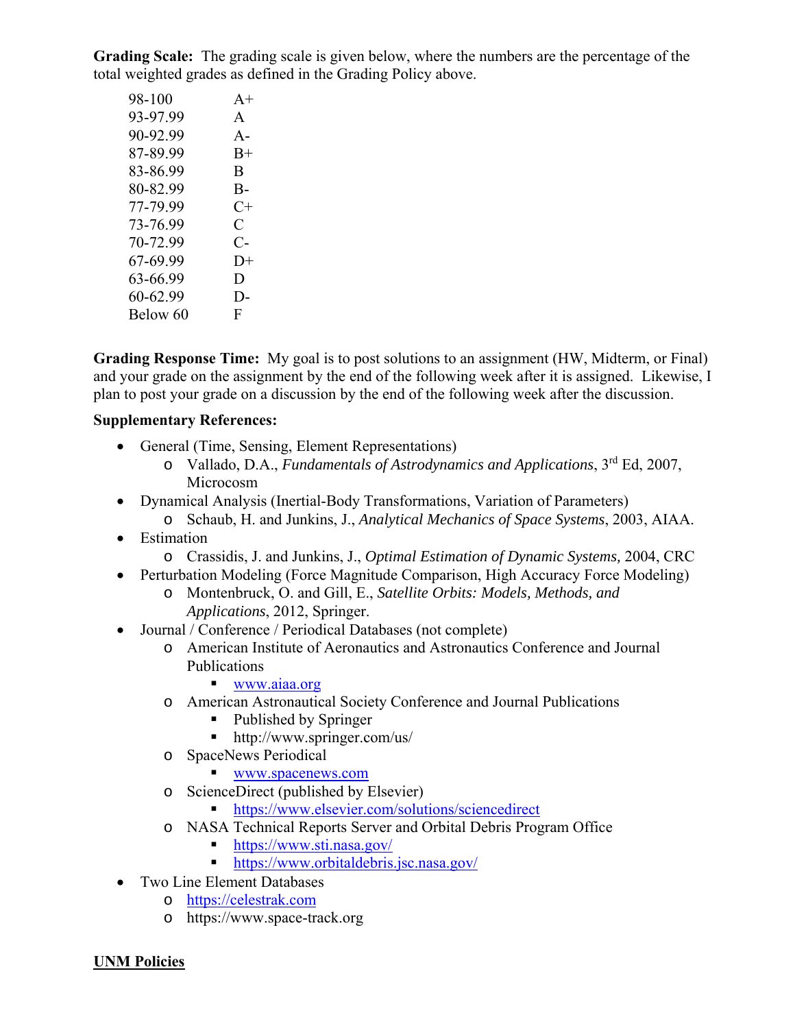**Grading Scale:** The grading scale is given below, where the numbers are the percentage of the total weighted grades as defined in the Grading Policy above.

| | |
|---|---|
| 98-100 | A+ |
| 93-97.99 | A |
| 90-92.99 | A- |
| 87-89.99 | B+ |
| 83-86.99 | B |
| 80-82.99 | B- |
| 77-79.99 | C+ |
| 73-76.99 | C |
| 70-72.99 | C- |
| 67-69.99 | D+ |
| 63-66.99 | D |
| 60-62.99 | D- |
| Below 60 | F |

**Grading Response Time:** My goal is to post solutions to an assignment (HW, Midterm, or Final) and your grade on the assignment by the end of the following week after it is assigned. Likewise, I plan to post your grade on a discussion by the end of the following week after the discussion.

**Supplementary References:**

- General (Time, Sensing, Element Representations)
  - Vallado, D.A., *Fundamentals of Astrodynamics and Applications*, 3rd Ed, 2007, Microcosm
- Dynamical Analysis (Inertial-Body Transformations, Variation of Parameters)
  - Schaub, H. and Junkins, J., *Analytical Mechanics of Space Systems*, 2003, AIAA.
- Estimation
  - Crassidis, J. and Junkins, J., *Optimal Estimation of Dynamic Systems,* 2004, CRC
- Perturbation Modeling (Force Magnitude Comparison, High Accuracy Force Modeling)
  - Montenbruck, O. and Gill, E., *Satellite Orbits: Models, Methods, and Applications*, 2012, Springer.
- Journal / Conference / Periodical Databases (not complete)
  - American Institute of Aeronautics and Astronautics Conference and Journal Publications
    - www.aiaa.org
  - American Astronautical Society Conference and Journal Publications
    - Published by Springer
    - http://www.springer.com/us/
  - SpaceNews Periodical
    - www.spacenews.com
  - ScienceDirect (published by Elsevier)
    - https://www.elsevier.com/solutions/sciencedirect
  - NASA Technical Reports Server and Orbital Debris Program Office
    - https://www.sti.nasa.gov/
    - https://www.orbitaldebris.jsc.nasa.gov/
- Two Line Element Databases
  - https://celestrak.com
  - https://www.space-track.org

## UNM Policies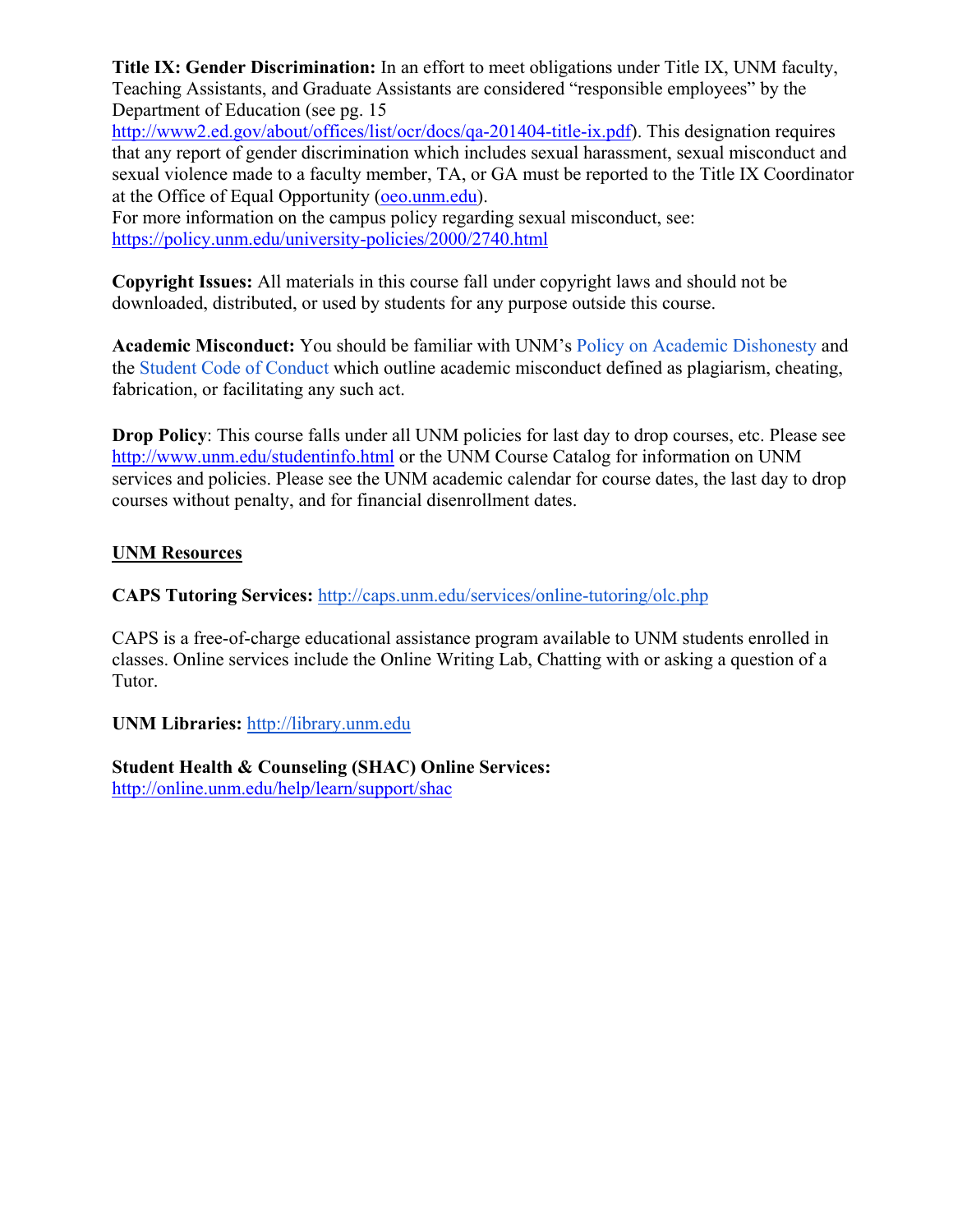**Title IX: Gender Discrimination:** In an effort to meet obligations under Title IX, UNM faculty, Teaching Assistants, and Graduate Assistants are considered "responsible employees" by the Department of Education (see pg. 15 http://www2.ed.gov/about/offices/list/ocr/docs/qa-201404-title-ix.pdf). This designation requires that any report of gender discrimination which includes sexual harassment, sexual misconduct and sexual violence made to a faculty member, TA, or GA must be reported to the Title IX Coordinator at the Office of Equal Opportunity (oeo.unm.edu).
For more information on the campus policy regarding sexual misconduct, see: https://policy.unm.edu/university-policies/2000/2740.html

**Copyright Issues:** All materials in this course fall under copyright laws and should not be downloaded, distributed, or used by students for any purpose outside this course.

**Academic Misconduct:** You should be familiar with UNM's Policy on Academic Dishonesty and the Student Code of Conduct which outline academic misconduct defined as plagiarism, cheating, fabrication, or facilitating any such act.

**Drop Policy**: This course falls under all UNM policies for last day to drop courses, etc. Please see http://www.unm.edu/studentinfo.html or the UNM Course Catalog for information on UNM services and policies. Please see the UNM academic calendar for course dates, the last day to drop courses without penalty, and for financial disenrollment dates.

## UNM Resources

**CAPS Tutoring Services:** http://caps.unm.edu/services/online-tutoring/olc.php

CAPS is a free-of-charge educational assistance program available to UNM students enrolled in classes. Online services include the Online Writing Lab, Chatting with or asking a question of a Tutor.

**UNM Libraries:** http://library.unm.edu

**Student Health & Counseling (SHAC) Online Services:**
http://online.unm.edu/help/learn/support/shac